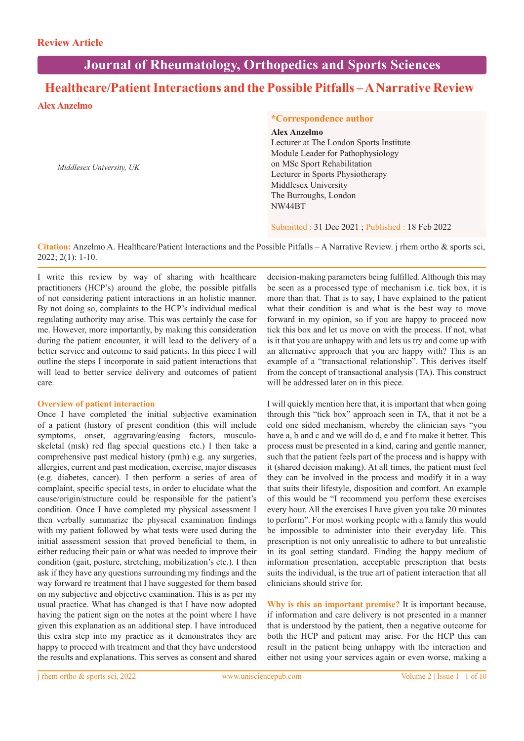Review Article

# Journal of Rheumatology, Orthopedics and Sports Sciences

## Healthcare/Patient Interactions and the Possible Pitfalls – A Narrative Review

**Alex Anzelmo**

*Middlesex University, UK*

**\*Correspondence author**

**Alex Anzelmo**
Lecturer at The London Sports Institute
Module Leader for Pathophysiology
on MSc Sport Rehabilitation
Lecturer in Sports Physiotherapy
Middlesex University
The Burroughs, London
NW44BT

Submitted : 31 Dec 2021 ; Published : 18 Feb 2022

**Citation:** Anzelmo A. Healthcare/Patient Interactions and the Possible Pitfalls – A Narrative Review. j rhem ortho & sports sci, 2022; 2(1): 1-10.

I write this review by way of sharing with healthcare practitioners (HCP's) around the globe, the possible pitfalls of not considering patient interactions in an holistic manner. By not doing so, complaints to the HCP's individual medical regulating authority may arise. This was certainly the case for me. However, more importantly, by making this consideration during the patient encounter, it will lead to the delivery of a better service and outcome to said patients. In this piece I will outline the steps I incorporate in said patient interactions that will lead to better service delivery and outcomes of patient care.

### Overview of patient interaction

Once I have completed the initial subjective examination of a patient (history of present condition (this will include symptoms, onset, aggravating/easing factors, musculo-skeletal (msk) red flag special questions etc.) I then take a comprehensive past medical history (pmh) e.g. any surgeries, allergies, current and past medication, exercise, major diseases (e.g. diabetes, cancer). I then perform a series of area of complaint, specific special tests, in order to elucidate what the cause/origin/structure could be responsible for the patient's condition. Once I have completed my physical assessment I then verbally summarize the physical examination findings with my patient followed by what tests were used during the initial assessment session that proved beneficial to them, in either reducing their pain or what was needed to improve their condition (gait, posture, stretching, mobilization's etc.). I then ask if they have any questions surrounding my findings and the way forward re treatment that I have suggested for them based on my subjective and objective examination. This is as per my usual practice. What has changed is that I have now adopted having the patient sign on the notes at the point where I have given this explanation as an additional step. I have introduced this extra step into my practice as it demonstrates they are happy to proceed with treatment and that they have understood the results and explanations. This serves as consent and shared decision-making parameters being fulfilled. Although this may be seen as a processed type of mechanism i.e. tick box, it is more than that. That is to say, I have explained to the patient what their condition is and what is the best way to move forward in my opinion, so if you are happy to proceed now tick this box and let us move on with the process. If not, what is it that you are unhappy with and lets us try and come up with an alternative approach that you are happy with? This is an example of a "transactional relationship". This derives itself from the concept of transactional analysis (TA). This construct will be addressed later on in this piece.

I will quickly mention here that, it is important that when going through this "tick box" approach seen in TA, that it not be a cold one sided mechanism, whereby the clinician says "you have a, b and c and we will do d, e and f to make it better. This process must be presented in a kind, caring and gentle manner, such that the patient feels part of the process and is happy with it (shared decision making). At all times, the patient must feel they can be involved in the process and modify it in a way that suits their lifestyle, disposition and comfort. An example of this would be "I recommend you perform these exercises every hour. All the exercises I have given you take 20 minutes to perform". For most working people with a family this would be impossible to administer into their everyday life. This prescription is not only unrealistic to adhere to but unrealistic in its goal setting standard. Finding the happy medium of information presentation, acceptable prescription that bests suits the individual, is the true art of patient interaction that all clinicians should strive for.

**Why is this an important premise?** It is important because, if information and care delivery is not presented in a manner that is understood by the patient, then a negative outcome for both the HCP and patient may arise. For the HCP this can result in the patient being unhappy with the interaction and either not using your services again or even worse, making a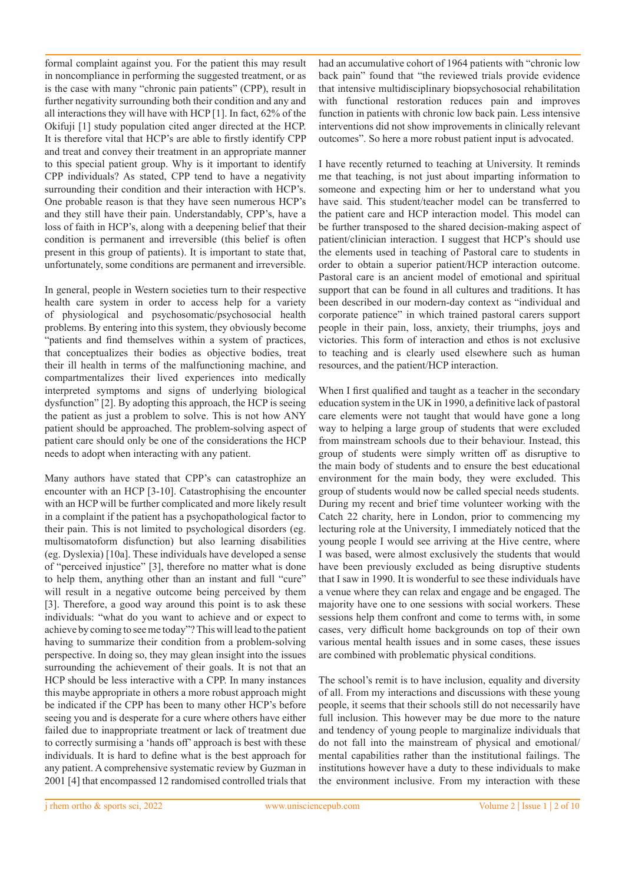formal complaint against you. For the patient this may result in noncompliance in performing the suggested treatment, or as is the case with many "chronic pain patients" (CPP), result in further negativity surrounding both their condition and any and all interactions they will have with HCP [1]. In fact, 62% of the Okifuji [1] study population cited anger directed at the HCP. It is therefore vital that HCP's are able to firstly identify CPP and treat and convey their treatment in an appropriate manner to this special patient group. Why is it important to identify CPP individuals? As stated, CPP tend to have a negativity surrounding their condition and their interaction with HCP's. One probable reason is that they have seen numerous HCP's and they still have their pain. Understandably, CPP's, have a loss of faith in HCP's, along with a deepening belief that their condition is permanent and irreversible (this belief is often present in this group of patients). It is important to state that, unfortunately, some conditions are permanent and irreversible.

In general, people in Western societies turn to their respective health care system in order to access help for a variety of physiological and psychosomatic/psychosocial health problems. By entering into this system, they obviously become "patients and find themselves within a system of practices, that conceptualizes their bodies as objective bodies, treat their ill health in terms of the malfunctioning machine, and compartmentalizes their lived experiences into medically interpreted symptoms and signs of underlying biological dysfunction" [2]. By adopting this approach, the HCP is seeing the patient as just a problem to solve. This is not how ANY patient should be approached. The problem-solving aspect of patient care should only be one of the considerations the HCP needs to adopt when interacting with any patient.

Many authors have stated that CPP's can catastrophize an encounter with an HCP [3-10]. Catastrophising the encounter with an HCP will be further complicated and more likely result in a complaint if the patient has a psychopathological factor to their pain. This is not limited to psychological disorders (eg. multisomatoform disfunction) but also learning disabilities (eg. Dyslexia) [10a]. These individuals have developed a sense of "perceived injustice" [3], therefore no matter what is done to help them, anything other than an instant and full "cure" will result in a negative outcome being perceived by them [3]. Therefore, a good way around this point is to ask these individuals: "what do you want to achieve and or expect to achieve by coming to see me today"? This will lead to the patient having to summarize their condition from a problem-solving perspective. In doing so, they may glean insight into the issues surrounding the achievement of their goals. It is not that an HCP should be less interactive with a CPP. In many instances this maybe appropriate in others a more robust approach might be indicated if the CPP has been to many other HCP's before seeing you and is desperate for a cure where others have either failed due to inappropriate treatment or lack of treatment due to correctly surmising a 'hands off' approach is best with these individuals. It is hard to define what is the best approach for any patient. A comprehensive systematic review by Guzman in 2001 [4] that encompassed 12 randomised controlled trials that had an accumulative cohort of 1964 patients with "chronic low back pain" found that "the reviewed trials provide evidence that intensive multidisciplinary biopsychosocial rehabilitation with functional restoration reduces pain and improves function in patients with chronic low back pain. Less intensive interventions did not show improvements in clinically relevant outcomes". So here a more robust patient input is advocated.

I have recently returned to teaching at University. It reminds me that teaching, is not just about imparting information to someone and expecting him or her to understand what you have said. This student/teacher model can be transferred to the patient care and HCP interaction model. This model can be further transposed to the shared decision-making aspect of patient/clinician interaction. I suggest that HCP's should use the elements used in teaching of Pastoral care to students in order to obtain a superior patient/HCP interaction outcome. Pastoral care is an ancient model of emotional and spiritual support that can be found in all cultures and traditions. It has been described in our modern-day context as "individual and corporate patience" in which trained pastoral carers support people in their pain, loss, anxiety, their triumphs, joys and victories. This form of interaction and ethos is not exclusive to teaching and is clearly used elsewhere such as human resources, and the patient/HCP interaction.

When I first qualified and taught as a teacher in the secondary education system in the UK in 1990, a definitive lack of pastoral care elements were not taught that would have gone a long way to helping a large group of students that were excluded from mainstream schools due to their behaviour. Instead, this group of students were simply written off as disruptive to the main body of students and to ensure the best educational environment for the main body, they were excluded. This group of students would now be called special needs students. During my recent and brief time volunteer working with the Catch 22 charity, here in London, prior to commencing my lecturing role at the University, I immediately noticed that the young people I would see arriving at the Hive centre, where I was based, were almost exclusively the students that would have been previously excluded as being disruptive students that I saw in 1990. It is wonderful to see these individuals have a venue where they can relax and engage and be engaged. The majority have one to one sessions with social workers. These sessions help them confront and come to terms with, in some cases, very difficult home backgrounds on top of their own various mental health issues and in some cases, these issues are combined with problematic physical conditions.

The school's remit is to have inclusion, equality and diversity of all. From my interactions and discussions with these young people, it seems that their schools still do not necessarily have full inclusion. This however may be due more to the nature and tendency of young people to marginalize individuals that do not fall into the mainstream of physical and emotional/mental capabilities rather than the institutional failings. The institutions however have a duty to these individuals to make the environment inclusive. From my interaction with these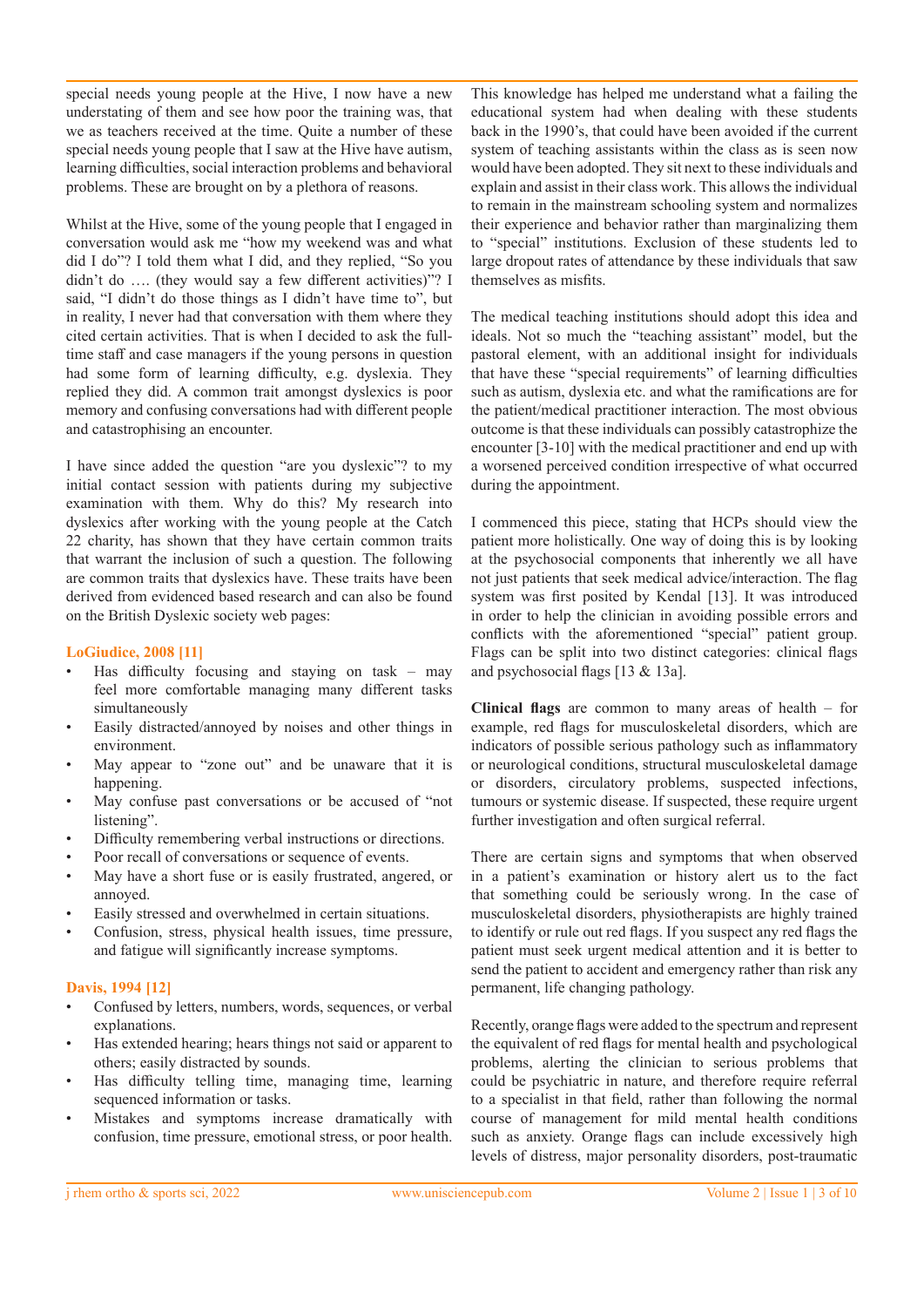special needs young people at the Hive, I now have a new understating of them and see how poor the training was, that we as teachers received at the time. Quite a number of these special needs young people that I saw at the Hive have autism, learning difficulties, social interaction problems and behavioral problems. These are brought on by a plethora of reasons.

Whilst at the Hive, some of the young people that I engaged in conversation would ask me "how my weekend was and what did I do"? I told them what I did, and they replied, "So you didn't do …. (they would say a few different activities)"? I said, "I didn't do those things as I didn't have time to", but in reality, I never had that conversation with them where they cited certain activities. That is when I decided to ask the full-time staff and case managers if the young persons in question had some form of learning difficulty, e.g. dyslexia. They replied they did. A common trait amongst dyslexics is poor memory and confusing conversations had with different people and catastrophising an encounter.

I have since added the question "are you dyslexic"? to my initial contact session with patients during my subjective examination with them. Why do this? My research into dyslexics after working with the young people at the Catch 22 charity, has shown that they have certain common traits that warrant the inclusion of such a question. The following are common traits that dyslexics have. These traits have been derived from evidenced based research and can also be found on the British Dyslexic society web pages:

**LoGiudice, 2008 [11]**

- Has difficulty focusing and staying on task – may feel more comfortable managing many different tasks simultaneously
- Easily distracted/annoyed by noises and other things in environment.
- May appear to "zone out" and be unaware that it is happening.
- May confuse past conversations or be accused of "not listening".
- Difficulty remembering verbal instructions or directions.
- Poor recall of conversations or sequence of events.
- May have a short fuse or is easily frustrated, angered, or annoyed.
- Easily stressed and overwhelmed in certain situations.
- Confusion, stress, physical health issues, time pressure, and fatigue will significantly increase symptoms.

**Davis, 1994 [12]**

- Confused by letters, numbers, words, sequences, or verbal explanations.
- Has extended hearing; hears things not said or apparent to others; easily distracted by sounds.
- Has difficulty telling time, managing time, learning sequenced information or tasks.
- Mistakes and symptoms increase dramatically with confusion, time pressure, emotional stress, or poor health.

This knowledge has helped me understand what a failing the educational system had when dealing with these students back in the 1990's, that could have been avoided if the current system of teaching assistants within the class as is seen now would have been adopted. They sit next to these individuals and explain and assist in their class work. This allows the individual to remain in the mainstream schooling system and normalizes their experience and behavior rather than marginalizing them to "special" institutions. Exclusion of these students led to large dropout rates of attendance by these individuals that saw themselves as misfits.

The medical teaching institutions should adopt this idea and ideals. Not so much the "teaching assistant" model, but the pastoral element, with an additional insight for individuals that have these "special requirements" of learning difficulties such as autism, dyslexia etc. and what the ramifications are for the patient/medical practitioner interaction. The most obvious outcome is that these individuals can possibly catastrophize the encounter [3-10] with the medical practitioner and end up with a worsened perceived condition irrespective of what occurred during the appointment.

I commenced this piece, stating that HCPs should view the patient more holistically. One way of doing this is by looking at the psychosocial components that inherently we all have not just patients that seek medical advice/interaction. The flag system was first posited by Kendal [13]. It was introduced in order to help the clinician in avoiding possible errors and conflicts with the aforementioned "special" patient group. Flags can be split into two distinct categories: clinical flags and psychosocial flags [13 & 13a].

**Clinical flags** are common to many areas of health – for example, red flags for musculoskeletal disorders, which are indicators of possible serious pathology such as inflammatory or neurological conditions, structural musculoskeletal damage or disorders, circulatory problems, suspected infections, tumours or systemic disease. If suspected, these require urgent further investigation and often surgical referral.

There are certain signs and symptoms that when observed in a patient's examination or history alert us to the fact that something could be seriously wrong. In the case of musculoskeletal disorders, physiotherapists are highly trained to identify or rule out red flags. If you suspect any red flags the patient must seek urgent medical attention and it is better to send the patient to accident and emergency rather than risk any permanent, life changing pathology.

Recently, orange flags were added to the spectrum and represent the equivalent of red flags for mental health and psychological problems, alerting the clinician to serious problems that could be psychiatric in nature, and therefore require referral to a specialist in that field, rather than following the normal course of management for mild mental health conditions such as anxiety. Orange flags can include excessively high levels of distress, major personality disorders, post-traumatic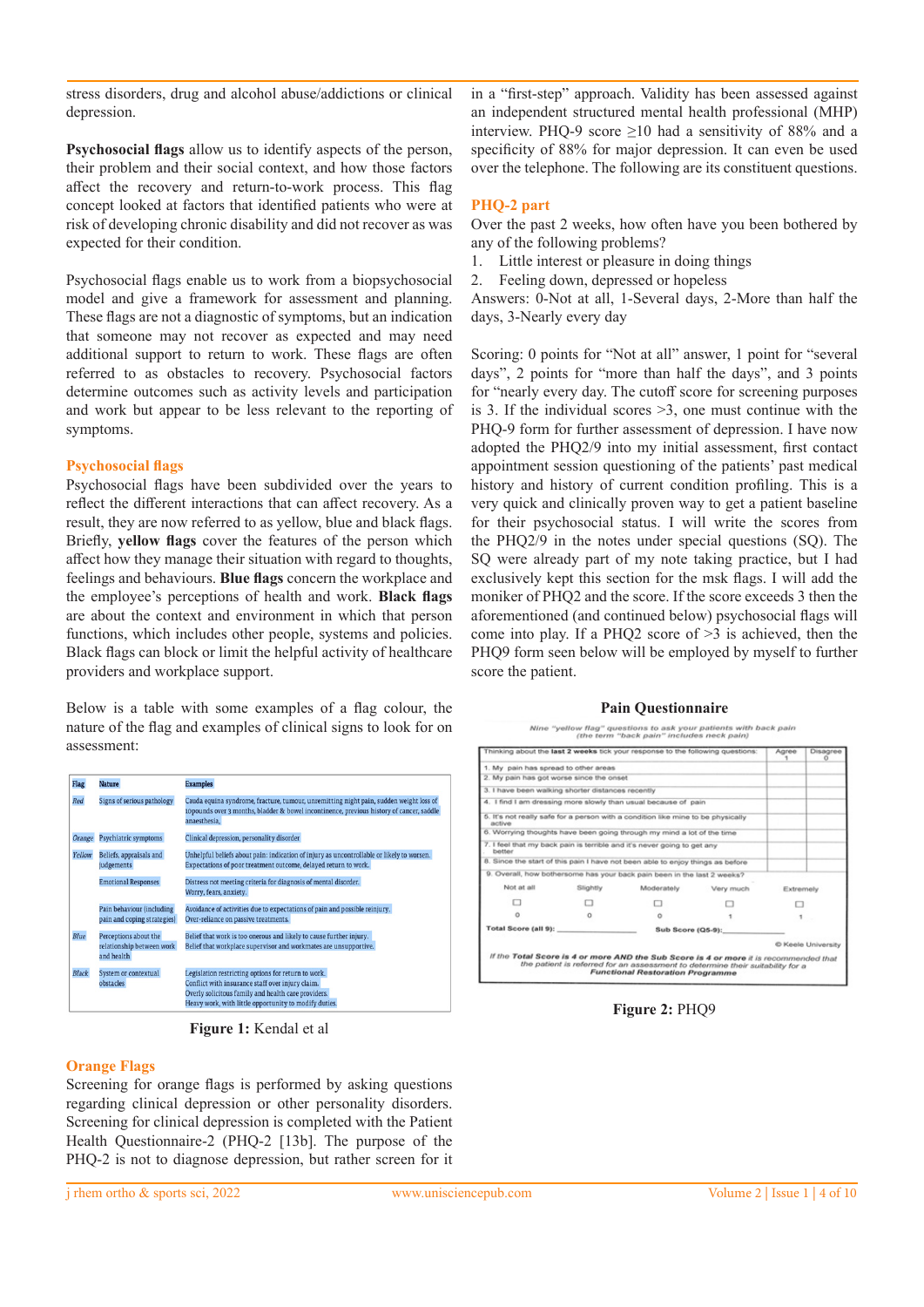stress disorders, drug and alcohol abuse/addictions or clinical depression.

**Psychosocial flags** allow us to identify aspects of the person, their problem and their social context, and how those factors affect the recovery and return-to-work process. This flag concept looked at factors that identified patients who were at risk of developing chronic disability and did not recover as was expected for their condition.

Psychosocial flags enable us to work from a biopsychosocial model and give a framework for assessment and planning. These flags are not a diagnostic of symptoms, but an indication that someone may not recover as expected and may need additional support to return to work. These flags are often referred to as obstacles to recovery. Psychosocial factors determine outcomes such as activity levels and participation and work but appear to be less relevant to the reporting of symptoms.

## Psychosocial flags

Psychosocial flags have been subdivided over the years to reflect the different interactions that can affect recovery. As a result, they are now referred to as yellow, blue and black flags. Briefly, **yellow flags** cover the features of the person which affect how they manage their situation with regard to thoughts, feelings and behaviours. **Blue flags** concern the workplace and the employee's perceptions of health and work. **Black flags** are about the context and environment in which that person functions, which includes other people, systems and policies. Black flags can block or limit the helpful activity of healthcare providers and workplace support.

Below is a table with some examples of a flag colour, the nature of the flag and examples of clinical signs to look for on assessment:

| Flag | Nature | Examples |
|---|---|---|
| Red | Signs of serious pathology | Cauda equina syndrome, fracture, tumour, unremitting night pain, sudden weight loss of 10pounds over 3 months, bladder & bowel incontinence, previous history of cancer, saddle anaesthesia. |
| Orange | Psychiatric symptoms | Clinical depression, personality disorder |
| Yellow | Beliefs, appraisals and judgements | Unhelpful beliefs about pain: indication of injury as uncontrollable or likely to worsen. Expectations of poor treatment outcome, delayed return to work. |
| | Emotional Responses | Distress not meeting criteria for diagnosis of mental disorder. Worry, fears, anxiety. |
| | Pain behaviour (including pain and coping strategies) | Avoidance of activities due to expectations of pain and possible reinjury. Over-reliance on passive treatments. |
| Blue | Perceptions about the relationship between work and health | Belief that work is too onerous and likely to cause further injury. Belief that workplace supervisor and workmates are unsupportive. |
| Black | System or contextual obstacles | Legislation restricting options for return to work. Conflict with insurance staff over injury claim. Overly solicitous family and health care providers. Heavy work, with little opportunity to modify duties |

**Figure 1:** Kendal et al

## Orange Flags

Screening for orange flags is performed by asking questions regarding clinical depression or other personality disorders. Screening for clinical depression is completed with the Patient Health Questionnaire-2 (PHQ-2 [13b]. The purpose of the PHQ-2 is not to diagnose depression, but rather screen for it in a "first-step" approach. Validity has been assessed against an independent structured mental health professional (MHP) interview. PHQ-9 score ≥10 had a sensitivity of 88% and a specificity of 88% for major depression. It can even be used over the telephone. The following are its constituent questions.

## PHQ-2 part

Over the past 2 weeks, how often have you been bothered by any of the following problems?

1. Little interest or pleasure in doing things
2. Feeling down, depressed or hopeless

Answers: 0-Not at all, 1-Several days, 2-More than half the days, 3-Nearly every day

Scoring: 0 points for "Not at all" answer, 1 point for "several days", 2 points for "more than half the days", and 3 points for "nearly every day. The cutoff score for screening purposes is 3. If the individual scores >3, one must continue with the PHQ-9 form for further assessment of depression. I have now adopted the PHQ2/9 into my initial assessment, first contact appointment session questioning of the patients' past medical history and history of current condition profiling. This is a very quick and clinically proven way to get a patient baseline for their psychosocial status. I will write the scores from the PHQ2/9 in the notes under special questions (SQ). The SQ were already part of my note taking practice, but I had exclusively kept this section for the msk flags. I will add the moniker of PHQ2 and the score. If the score exceeds 3 then the aforementioned (and continued below) psychosocial flags will come into play. If a PHQ2 score of >3 is achieved, then the PHQ9 form seen below will be employed by myself to further score the patient.

**Pain Questionnaire**

*Nine "yellow flag" questions to ask your patients with back pain (the term "back pain" includes neck pain)*

| Thinking about the **last 2 weeks** tick your response to the following questions: | Agree 1 | Disagree 0 |
|---|---|---|
| 1. My pain has spread to other areas | | |
| 2. My pain has got worse since the onset | | |
| 3. I have been walking shorter distances recently | | |
| 4. I find I am dressing more slowly than usual because of pain | | |
| 5. It's not really safe for a person with a condition like mine to be physically active | | |
| 6. Worrying thoughts have been going through my mind a lot of the time | | |
| 7. I feel that my back pain is terrible and it's never going to get any better | | |
| 8. Since the start of this pain I have not been able to enjoy things as before | | |

9. Overall, how bothersome has your back pain been in the last 2 weeks?

| Not at all | Slightly | Moderately | Very much | Extremely |
|---|---|---|---|---|
| ☐ | ☐ | ☐ | ☐ | ☐ |
| 0 | 0 | 0 | 1 | 1 |

**Total Score (all 9):** ______ **Sub Score (Q5-9):** ______

© Keele University

*If the **Total Score is 4 or more AND the Sub Score is 4 or more** it is recommended that the patient is referred for an assessment to determine their suitability for a **Functional Restoration Programme***

**Figure 2:** PHQ9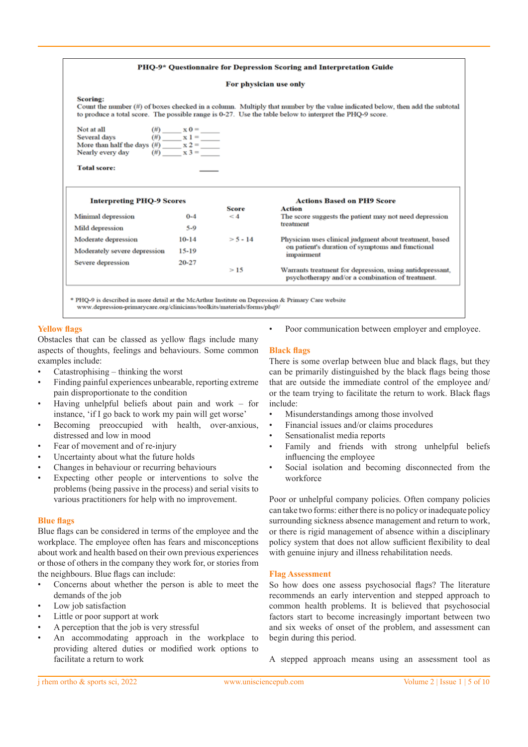**PHQ-9* Questionnaire for Depression Scoring and Interpretation Guide**

**For physician use only**

**Scoring:**
Count the number (#) of boxes checked in a column. Multiply that number by the value indicated below, then add the subtotal to produce a total score. The possible range is 0-27. Use the table below to interpret the PHQ-9 score.

Not at all (#) _____ x 0 = _____
Several days (#) _____ x 1 = _____
More than half the days (#) _____ x 2 = _____
Nearly every day (#) _____ x 3 = _____

**Total score:** _____

| Interpreting PHQ-9 Scores | | Score | Actions Based on PH9 Score: Action |
|---|---|---|---|
| Minimal depression | 0-4 | < 4 | The score suggests the patient may not need depression treatment |
| Mild depression | 5-9 | | |
| Moderate depression | 10-14 | > 5 - 14 | Physician uses clinical judgment about treatment, based on patient's duration of symptoms and functional impairment |
| Moderately severe depression | 15-19 | | |
| Severe depression | 20-27 | > 15 | Warrants treatment for depression, using antidepressant, psychotherapy and/or a combination of treatment. |

* PHQ-9 is described in more detail at the McArthur Institute on Depression & Primary Care website www.depression-primarycare.org/clinicians/toolkits/materials/forms/phq9/

## Yellow flags

Obstacles that can be classed as yellow flags include many aspects of thoughts, feelings and behaviours. Some common examples include:

- Catastrophising – thinking the worst
- Finding painful experiences unbearable, reporting extreme pain disproportionate to the condition
- Having unhelpful beliefs about pain and work – for instance, 'if I go back to work my pain will get worse'
- Becoming preoccupied with health, over-anxious, distressed and low in mood
- Fear of movement and of re-injury
- Uncertainty about what the future holds
- Changes in behaviour or recurring behaviours
- Expecting other people or interventions to solve the problems (being passive in the process) and serial visits to various practitioners for help with no improvement.

## Blue flags

Blue flags can be considered in terms of the employee and the workplace. The employee often has fears and misconceptions about work and health based on their own previous experiences or those of others in the company they work for, or stories from the neighbours. Blue flags can include:

- Concerns about whether the person is able to meet the demands of the job
- Low job satisfaction
- Little or poor support at work
- A perception that the job is very stressful
- An accommodating approach in the workplace to providing altered duties or modified work options to facilitate a return to work
- Poor communication between employer and employee.

## Black flags

There is some overlap between blue and black flags, but they can be primarily distinguished by the black flags being those that are outside the immediate control of the employee and/or the team trying to facilitate the return to work. Black flags include:

- Misunderstandings among those involved
- Financial issues and/or claims procedures
- Sensationalist media reports
- Family and friends with strong unhelpful beliefs influencing the employee
- Social isolation and becoming disconnected from the workforce

Poor or unhelpful company policies. Often company policies can take two forms: either there is no policy or inadequate policy surrounding sickness absence management and return to work, or there is rigid management of absence within a disciplinary policy system that does not allow sufficient flexibility to deal with genuine injury and illness rehabilitation needs.

## Flag Assessment

So how does one assess psychosocial flags? The literature recommends an early intervention and stepped approach to common health problems. It is believed that psychosocial factors start to become increasingly important between two and six weeks of onset of the problem, and assessment can begin during this period.

A stepped approach means using an assessment tool as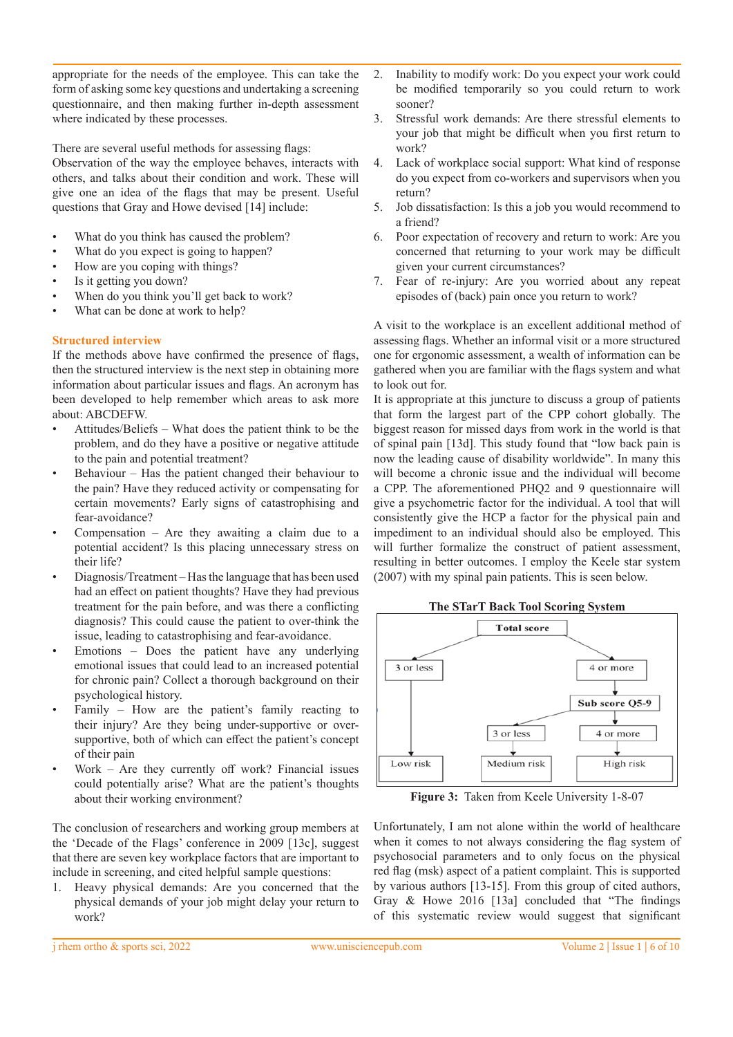appropriate for the needs of the employee. This can take the form of asking some key questions and undertaking a screening questionnaire, and then making further in-depth assessment where indicated by these processes.

There are several useful methods for assessing flags:
Observation of the way the employee behaves, interacts with others, and talks about their condition and work. These will give one an idea of the flags that may be present. Useful questions that Gray and Howe devised [14] include:

- What do you think has caused the problem?
- What do you expect is going to happen?
- How are you coping with things?
- Is it getting you down?
- When do you think you'll get back to work?
- What can be done at work to help?

### Structured interview

If the methods above have confirmed the presence of flags, then the structured interview is the next step in obtaining more information about particular issues and flags. An acronym has been developed to help remember which areas to ask more about: ABCDEFW.

- Attitudes/Beliefs – What does the patient think to be the problem, and do they have a positive or negative attitude to the pain and potential treatment?
- Behaviour – Has the patient changed their behaviour to the pain? Have they reduced activity or compensating for certain movements? Early signs of catastrophising and fear-avoidance?
- Compensation – Are they awaiting a claim due to a potential accident? Is this placing unnecessary stress on their life?
- Diagnosis/Treatment – Has the language that has been used had an effect on patient thoughts? Have they had previous treatment for the pain before, and was there a conflicting diagnosis? This could cause the patient to over-think the issue, leading to catastrophising and fear-avoidance.
- Emotions – Does the patient have any underlying emotional issues that could lead to an increased potential for chronic pain? Collect a thorough background on their psychological history.
- Family – How are the patient's family reacting to their injury? Are they being under-supportive or over-supportive, both of which can effect the patient's concept of their pain
- Work – Are they currently off work? Financial issues could potentially arise? What are the patient's thoughts about their working environment?

The conclusion of researchers and working group members at the 'Decade of the Flags' conference in 2009 [13c], suggest that there are seven key workplace factors that are important to include in screening, and cited helpful sample questions:

1. Heavy physical demands: Are you concerned that the physical demands of your job might delay your return to work?
2. Inability to modify work: Do you expect your work could be modified temporarily so you could return to work sooner?
3. Stressful work demands: Are there stressful elements to your job that might be difficult when you first return to work?
4. Lack of workplace social support: What kind of response do you expect from co-workers and supervisors when you return?
5. Job dissatisfaction: Is this a job you would recommend to a friend?
6. Poor expectation of recovery and return to work: Are you concerned that returning to your work may be difficult given your current circumstances?
7. Fear of re-injury: Are you worried about any repeat episodes of (back) pain once you return to work?

A visit to the workplace is an excellent additional method of assessing flags. Whether an informal visit or a more structured one for ergonomic assessment, a wealth of information can be gathered when you are familiar with the flags system and what to look out for.

It is appropriate at this juncture to discuss a group of patients that form the largest part of the CPP cohort globally. The biggest reason for missed days from work in the world is that of spinal pain [13d]. This study found that "low back pain is now the leading cause of disability worldwide". In many this will become a chronic issue and the individual will become a CPP. The aforementioned PHQ2 and 9 questionnaire will give a psychometric factor for the individual. A tool that will consistently give the HCP a factor for the physical pain and impediment to an individual should also be employed. This will further formalize the construct of patient assessment, resulting in better outcomes. I employ the Keele star system (2007) with my spinal pain patients. This is seen below.

**The STarT Back Tool Scoring System**

```
                    Total score
                   /           \
            3 or less         4 or more
                |                 |
                |           Sub score Q5-9
                |             /         \
                |        3 or less    4 or more
                |            |            |
            Low risk    Medium risk    High risk
```

**Figure 3:** Taken from Keele University 1-8-07

Unfortunately, I am not alone within the world of healthcare when it comes to not always considering the flag system of psychosocial parameters and to only focus on the physical red flag (msk) aspect of a patient complaint. This is supported by various authors [13-15]. From this group of cited authors, Gray & Howe 2016 [13a] concluded that "The findings of this systematic review would suggest that significant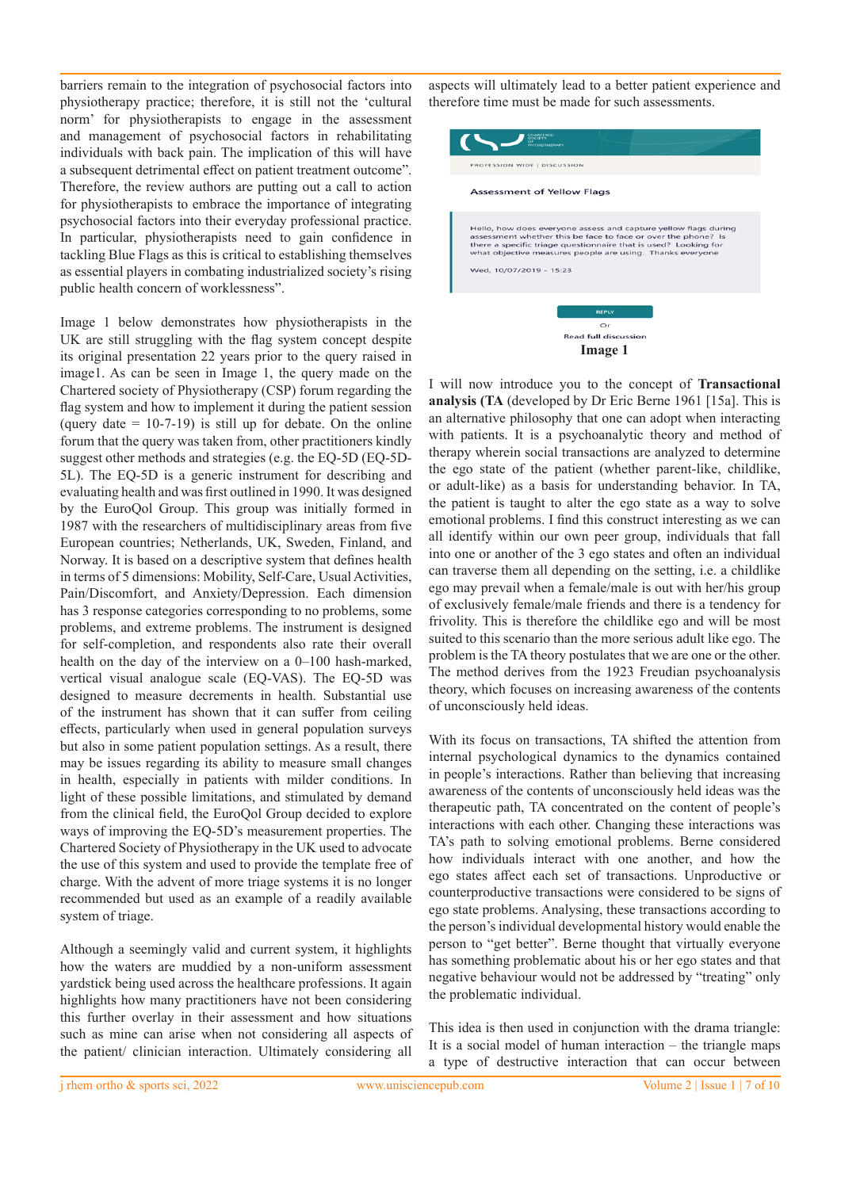barriers remain to the integration of psychosocial factors into physiotherapy practice; therefore, it is still not the 'cultural norm' for physiotherapists to engage in the assessment and management of psychosocial factors in rehabilitating individuals with back pain. The implication of this will have a subsequent detrimental effect on patient treatment outcome". Therefore, the review authors are putting out a call to action for physiotherapists to embrace the importance of integrating psychosocial factors into their everyday professional practice. In particular, physiotherapists need to gain confidence in tackling Blue Flags as this is critical to establishing themselves as essential players in combating industrialized society's rising public health concern of worklessness".

Image 1 below demonstrates how physiotherapists in the UK are still struggling with the flag system concept despite its original presentation 22 years prior to the query raised in image1. As can be seen in Image 1, the query made on the Chartered society of Physiotherapy (CSP) forum regarding the flag system and how to implement it during the patient session (query date = 10-7-19) is still up for debate. On the online forum that the query was taken from, other practitioners kindly suggest other methods and strategies (e.g. the EQ-5D (EQ-5D-5L). The EQ-5D is a generic instrument for describing and evaluating health and was first outlined in 1990. It was designed by the EuroQol Group. This group was initially formed in 1987 with the researchers of multidisciplinary areas from five European countries; Netherlands, UK, Sweden, Finland, and Norway. It is based on a descriptive system that defines health in terms of 5 dimensions: Mobility, Self-Care, Usual Activities, Pain/Discomfort, and Anxiety/Depression. Each dimension has 3 response categories corresponding to no problems, some problems, and extreme problems. The instrument is designed for self-completion, and respondents also rate their overall health on the day of the interview on a 0–100 hash-marked, vertical visual analogue scale (EQ-VAS). The EQ-5D was designed to measure decrements in health. Substantial use of the instrument has shown that it can suffer from ceiling effects, particularly when used in general population surveys but also in some patient population settings. As a result, there may be issues regarding its ability to measure small changes in health, especially in patients with milder conditions. In light of these possible limitations, and stimulated by demand from the clinical field, the EuroQol Group decided to explore ways of improving the EQ-5D's measurement properties. The Chartered Society of Physiotherapy in the UK used to advocate the use of this system and used to provide the template free of charge. With the advent of more triage systems it is no longer recommended but used as an example of a readily available system of triage.

Although a seemingly valid and current system, it highlights how the waters are muddied by a non-uniform assessment yardstick being used across the healthcare professions. It again highlights how many practitioners have not been considering this further overlay in their assessment and how situations such as mine can arise when not considering all aspects of the patient/ clinician interaction. Ultimately considering all aspects will ultimately lead to a better patient experience and therefore time must be made for such assessments.

**Image 1**

I will now introduce you to the concept of **Transactional analysis (TA** (developed by Dr Eric Berne 1961 [15a]. This is an alternative philosophy that one can adopt when interacting with patients. It is a psychoanalytic theory and method of therapy wherein social transactions are analyzed to determine the ego state of the patient (whether parent-like, childlike, or adult-like) as a basis for understanding behavior. In TA, the patient is taught to alter the ego state as a way to solve emotional problems. I find this construct interesting as we can all identify within our own peer group, individuals that fall into one or another of the 3 ego states and often an individual can traverse them all depending on the setting, i.e. a childlike ego may prevail when a female/male is out with her/his group of exclusively female/male friends and there is a tendency for frivolity. This is therefore the childlike ego and will be most suited to this scenario than the more serious adult like ego. The problem is the TA theory postulates that we are one or the other. The method derives from the 1923 Freudian psychoanalysis theory, which focuses on increasing awareness of the contents of unconsciously held ideas.

With its focus on transactions, TA shifted the attention from internal psychological dynamics to the dynamics contained in people's interactions. Rather than believing that increasing awareness of the contents of unconsciously held ideas was the therapeutic path, TA concentrated on the content of people's interactions with each other. Changing these interactions was TA's path to solving emotional problems. Berne considered how individuals interact with one another, and how the ego states affect each set of transactions. Unproductive or counterproductive transactions were considered to be signs of ego state problems. Analysing, these transactions according to the person's individual developmental history would enable the person to "get better". Berne thought that virtually everyone has something problematic about his or her ego states and that negative behaviour would not be addressed by "treating" only the problematic individual.

This idea is then used in conjunction with the drama triangle: It is a social model of human interaction – the triangle maps a type of destructive interaction that can occur between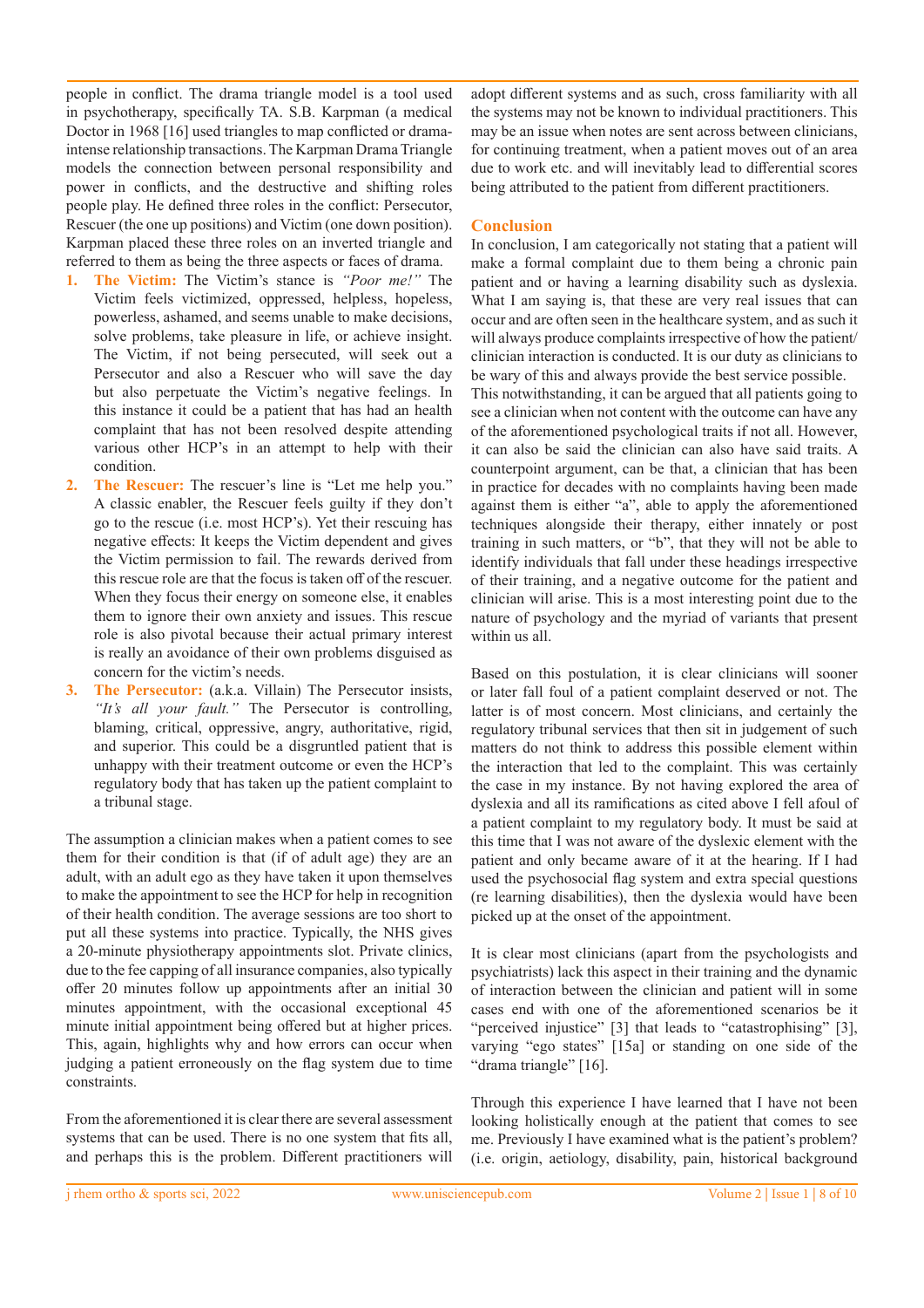people in conflict. The drama triangle model is a tool used in psychotherapy, specifically TA. S.B. Karpman (a medical Doctor in 1968 [16] used triangles to map conflicted or drama-intense relationship transactions. The Karpman Drama Triangle models the connection between personal responsibility and power in conflicts, and the destructive and shifting roles people play. He defined three roles in the conflict: Persecutor, Rescuer (the one up positions) and Victim (one down position). Karpman placed these three roles on an inverted triangle and referred to them as being the three aspects or faces of drama.

1. **The Victim:** The Victim's stance is *"Poor me!"* The Victim feels victimized, oppressed, helpless, hopeless, powerless, ashamed, and seems unable to make decisions, solve problems, take pleasure in life, or achieve insight. The Victim, if not being persecuted, will seek out a Persecutor and also a Rescuer who will save the day but also perpetuate the Victim's negative feelings. In this instance it could be a patient that has had an health complaint that has not been resolved despite attending various other HCP's in an attempt to help with their condition.
2. **The Rescuer:** The rescuer's line is "Let me help you." A classic enabler, the Rescuer feels guilty if they don't go to the rescue (i.e. most HCP's). Yet their rescuing has negative effects: It keeps the Victim dependent and gives the Victim permission to fail. The rewards derived from this rescue role are that the focus is taken off of the rescuer. When they focus their energy on someone else, it enables them to ignore their own anxiety and issues. This rescue role is also pivotal because their actual primary interest is really an avoidance of their own problems disguised as concern for the victim's needs.
3. **The Persecutor:** (a.k.a. Villain) The Persecutor insists, *"It's all your fault."* The Persecutor is controlling, blaming, critical, oppressive, angry, authoritative, rigid, and superior. This could be a disgruntled patient that is unhappy with their treatment outcome or even the HCP's regulatory body that has taken up the patient complaint to a tribunal stage.

The assumption a clinician makes when a patient comes to see them for their condition is that (if of adult age) they are an adult, with an adult ego as they have taken it upon themselves to make the appointment to see the HCP for help in recognition of their health condition. The average sessions are too short to put all these systems into practice. Typically, the NHS gives a 20-minute physiotherapy appointments slot. Private clinics, due to the fee capping of all insurance companies, also typically offer 20 minutes follow up appointments after an initial 30 minutes appointment, with the occasional exceptional 45 minute initial appointment being offered but at higher prices. This, again, highlights why and how errors can occur when judging a patient erroneously on the flag system due to time constraints.

From the aforementioned it is clear there are several assessment systems that can be used. There is no one system that fits all, and perhaps this is the problem. Different practitioners will adopt different systems and as such, cross familiarity with all the systems may not be known to individual practitioners. This may be an issue when notes are sent across between clinicians, for continuing treatment, when a patient moves out of an area due to work etc. and will inevitably lead to differential scores being attributed to the patient from different practitioners.

## Conclusion

In conclusion, I am categorically not stating that a patient will make a formal complaint due to them being a chronic pain patient and or having a learning disability such as dyslexia. What I am saying is, that these are very real issues that can occur and are often seen in the healthcare system, and as such it will always produce complaints irrespective of how the patient/clinician interaction is conducted. It is our duty as clinicians to be wary of this and always provide the best service possible.

This notwithstanding, it can be argued that all patients going to see a clinician when not content with the outcome can have any of the aforementioned psychological traits if not all. However, it can also be said the clinician can also have said traits. A counterpoint argument, can be that, a clinician that has been in practice for decades with no complaints having been made against them is either "a", able to apply the aforementioned techniques alongside their therapy, either innately or post training in such matters, or "b", that they will not be able to identify individuals that fall under these headings irrespective of their training, and a negative outcome for the patient and clinician will arise. This is a most interesting point due to the nature of psychology and the myriad of variants that present within us all.

Based on this postulation, it is clear clinicians will sooner or later fall foul of a patient complaint deserved or not. The latter is of most concern. Most clinicians, and certainly the regulatory tribunal services that then sit in judgement of such matters do not think to address this possible element within the interaction that led to the complaint. This was certainly the case in my instance. By not having explored the area of dyslexia and all its ramifications as cited above I fell afoul of a patient complaint to my regulatory body. It must be said at this time that I was not aware of the dyslexic element with the patient and only became aware of it at the hearing. If I had used the psychosocial flag system and extra special questions (re learning disabilities), then the dyslexia would have been picked up at the onset of the appointment.

It is clear most clinicians (apart from the psychologists and psychiatrists) lack this aspect in their training and the dynamic of interaction between the clinician and patient will in some cases end with one of the aforementioned scenarios be it "perceived injustice" [3] that leads to "catastrophising" [3], varying "ego states" [15a] or standing on one side of the "drama triangle" [16].

Through this experience I have learned that I have not been looking holistically enough at the patient that comes to see me. Previously I have examined what is the patient's problem? (i.e. origin, aetiology, disability, pain, historical background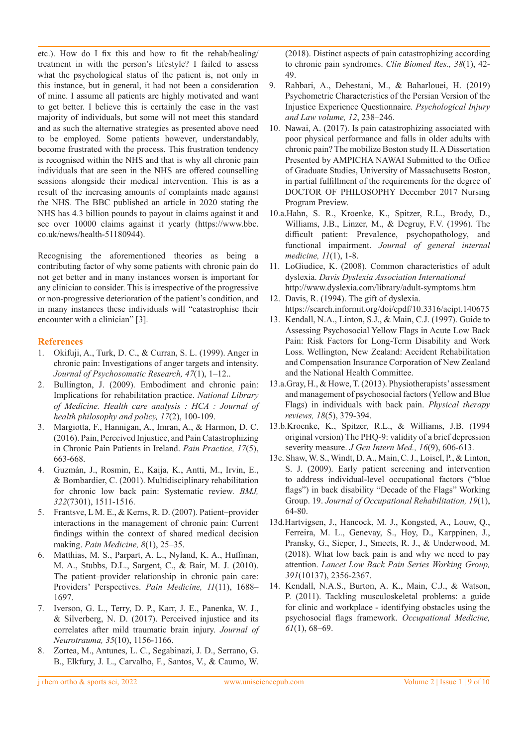etc.). How do I fix this and how to fit the rehab/healing/ treatment in with the person's lifestyle? I failed to assess what the psychological status of the patient is, not only in this instance, but in general, it had not been a consideration of mine. I assume all patients are highly motivated and want to get better. I believe this is certainly the case in the vast majority of individuals, but some will not meet this standard and as such the alternative strategies as presented above need to be employed. Some patients however, understandably, become frustrated with the process. This frustration tendency is recognised within the NHS and that is why all chronic pain individuals that are seen in the NHS are offered counselling sessions alongside their medical intervention. This is as a result of the increasing amounts of complaints made against the NHS. The BBC published an article in 2020 stating the NHS has 4.3 billion pounds to payout in claims against it and see over 10000 claims against it yearly (https://www.bbc.co.uk/news/health-51180944).

Recognising the aforementioned theories as being a contributing factor of why some patients with chronic pain do not get better and in many instances worsen is important for any clinician to consider. This is irrespective of the progressive or non-progressive deterioration of the patient's condition, and in many instances these individuals will "catastrophise their encounter with a clinician" [3].

## References

1. Okifuji, A., Turk, D. C., & Curran, S. L. (1999). Anger in chronic pain: Investigations of anger targets and intensity. *Journal of Psychosomatic Research, 47*(1), 1–12..
2. Bullington, J. (2009). Embodiment and chronic pain: Implications for rehabilitation practice. *National Library of Medicine. Health care analysis : HCA : Journal of health philosophy and policy, 17*(2), 100-109.
3. Margiotta, F., Hannigan, A., Imran, A., & Harmon, D. C. (2016). Pain, Perceived Injustice, and Pain Catastrophizing in Chronic Pain Patients in Ireland. *Pain Practice, 17*(5), 663-668.
4. Guzmán, J., Rosmin, E., Kaija, K., Antti, M., Irvin, E., & Bombardier, C. (2001). Multidisciplinary rehabilitation for chronic low back pain: Systematic review. *BMJ, 322*(7301), 1511-1516.
5. Frantsve, L M. E., & Kerns, R. D. (2007). Patient–provider interactions in the management of chronic pain: Current findings within the context of shared medical decision making. *Pain Medicine, 8*(1), 25–35.
6. Matthias, M. S., Parpart, A. L., Nyland, K. A., Huffman, M. A., Stubbs, D.L., Sargent, C., & Bair, M. J. (2010). The patient–provider relationship in chronic pain care: Providers' Perspectives. *Pain Medicine, 11*(11), 1688–1697.
7. Iverson, G. L., Terry, D. P., Karr, J. E., Panenka, W. J., & Silverberg, N. D. (2017). Perceived injustice and its correlates after mild traumatic brain injury. *Journal of Neurotrauma, 35*(10), 1156-1166.
8. Zortea, M., Antunes, L. C., Segabinazi, J. D., Serrano, G. B., Elkfury, J. L., Carvalho, F., Santos, V., & Caumo, W. (2018). Distinct aspects of pain catastrophizing according to chronic pain syndromes. *Clin Biomed Res., 38*(1), 42-49.
9. Rahbari, A., Dehestani, M., & Baharlouei, H. (2019) Psychometric Characteristics of the Persian Version of the Injustice Experience Questionnaire. *Psychological Injury and Law volume, 12*, 238–246.
10. Nawai, A. (2017). Is pain catastrophizing associated with poor physical performance and falls in older adults with chronic pain? The mobilize Boston study II. A Dissertation Presented by AMPICHA NAWAI Submitted to the Office of Graduate Studies, University of Massachusetts Boston, in partial fulfillment of the requirements for the degree of DOCTOR OF PHILOSOPHY December 2017 Nursing Program Preview.

10.a. Hahn, S. R., Kroenke, K., Spitzer, R.L., Brody, D., Williams, J.B., Linzer, M., & Degruy, F.V. (1996). The difficult patient: Prevalence, psychopathology, and functional impairment. *Journal of general internal medicine, 11*(1), 1-8.

11. LoGiudice, K. (2008). Common characteristics of adult dyslexia. *Davis Dyslexia Association International* http://www.dyslexia.com/library/adult-symptoms.htm
12. Davis, R. (1994). The gift of dyslexia. https://search.informit.org/doi/epdf/10.3316/aeipt.140675
13. Kendall, N.A., Linton, S.J., & Main, C.J. (1997). Guide to Assessing Psychosocial Yellow Flags in Acute Low Back Pain: Risk Factors for Long-Term Disability and Work Loss. Wellington, New Zealand: Accident Rehabilitation and Compensation Insurance Corporation of New Zealand and the National Health Committee.

13.a. Gray, H., & Howe, T. (2013). Physiotherapists' assessment and management of psychosocial factors (Yellow and Blue Flags) in individuals with back pain. *Physical therapy reviews, 18*(5), 379-394.

13.b. Kroenke, K., Spitzer, R.L., & Williams, J.B. (1994 original version) The PHQ-9: validity of a brief depression severity measure. *J Gen Intern Med., 16*(9), 606-613.

13c. Shaw, W. S., Windt, D. A., Main, C. J., Loisel, P., & Linton, S. J. (2009). Early patient screening and intervention to address individual-level occupational factors ("blue flags") in back disability "Decade of the Flags" Working Group. 19. *Journal of Occupational Rehabilitation, 19*(1), 64-80.

13d. Hartvigsen, J., Hancock, M. J., Kongsted, A., Louw, Q., Ferreira, M. L., Genevay, S., Hoy, D., Karppinen, J., Pransky, G., Sieper, J., Smeets, R. J., & Underwood, M. (2018). What low back pain is and why we need to pay attention. *Lancet Low Back Pain Series Working Group, 391*(10137), 2356-2367.

14. Kendall, N.A.S., Burton, A. K., Main, C.J., & Watson, P. (2011). Tackling musculoskeletal problems: a guide for clinic and workplace - identifying obstacles using the psychosocial flags framework. *Occupational Medicine, 61*(1), 68–69.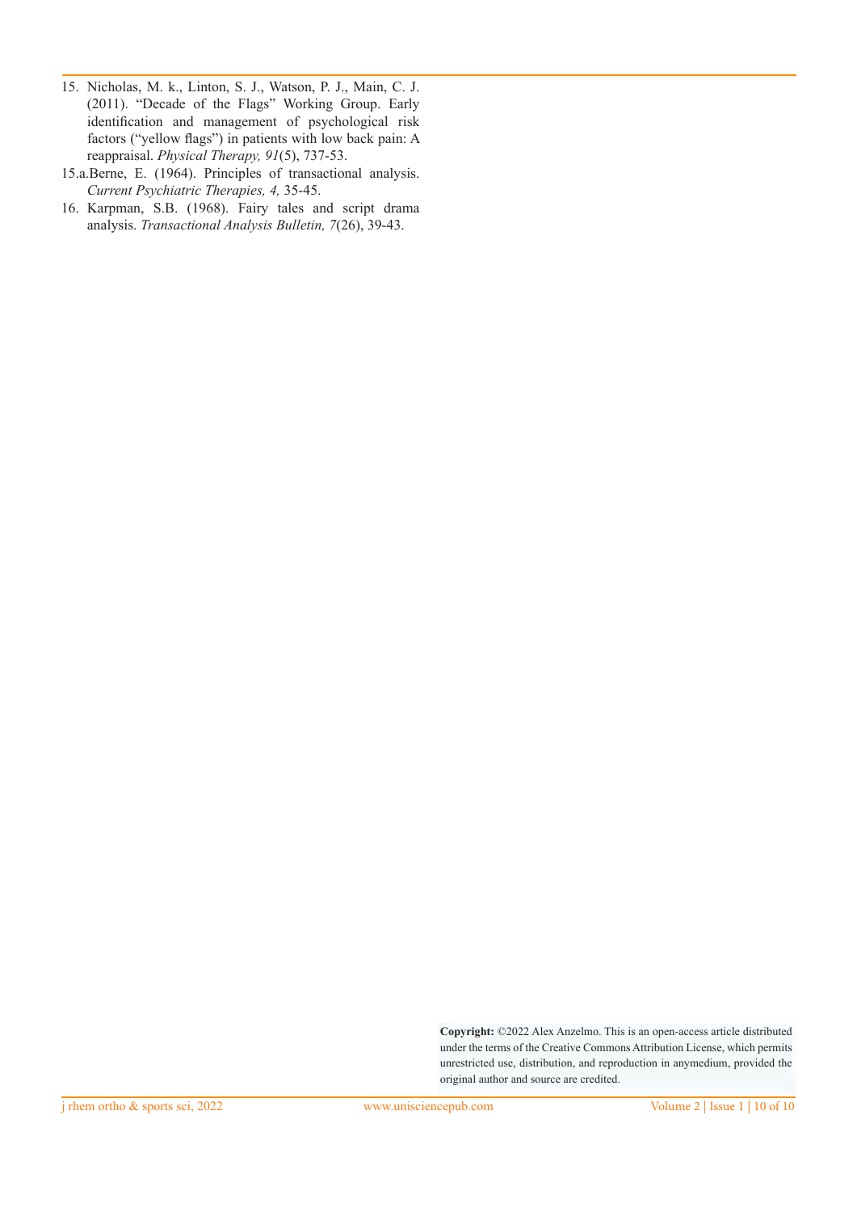15. Nicholas, M. k., Linton, S. J., Watson, P. J., Main, C. J. (2011). "Decade of the Flags" Working Group. Early identification and management of psychological risk factors ("yellow flags") in patients with low back pain: A reappraisal. *Physical Therapy, 91*(5), 737-53.

15.a. Berne, E. (1964). Principles of transactional analysis. *Current Psychiatric Therapies, 4,* 35-45.

16. Karpman, S.B. (1968). Fairy tales and script drama analysis. *Transactional Analysis Bulletin, 7*(26), 39-43.

**Copyright:** ©2022 Alex Anzelmo. This is an open-access article distributed under the terms of the Creative Commons Attribution License, which permits unrestricted use, distribution, and reproduction in anymedium, provided the original author and source are credited.